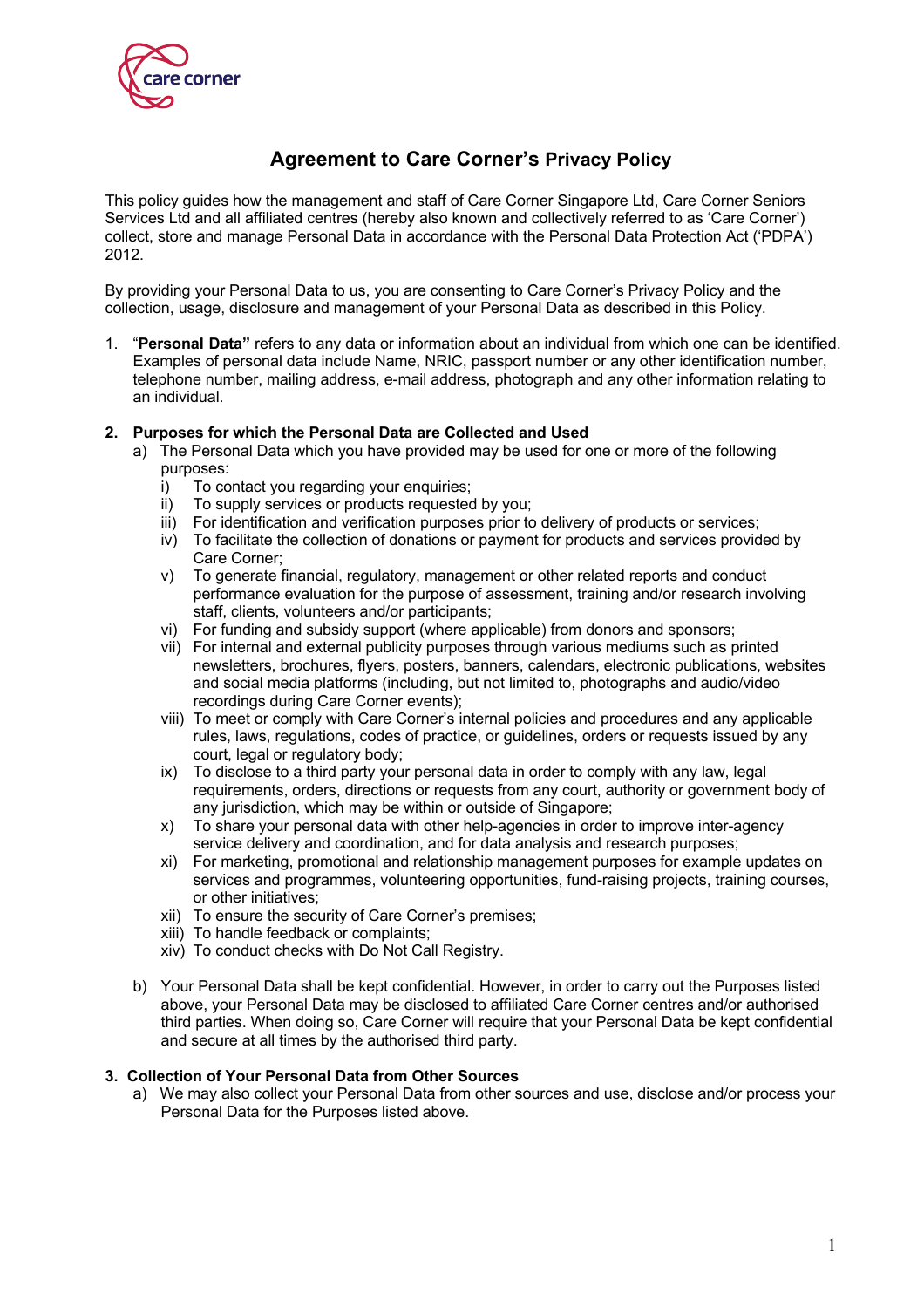# Agreement to Care Corner's Privacy Policy

This policy guides how the management and staff of Care Corner Singapore Ltd, Care Corner Seniors Services Ltd and all affiliated centres (hereby also known and collectively referred to as 'Care Corner') collect, store and manage Personal Data in accordance with the Personal Data Protection Act ('PDPA') 2012.

By providing your Personal Data to us, you are consenting to Care Corner's Privacy Policy and the collection, usage, disclosure and management of your Personal Data as described in this Policy.

1. "**Personal Data"** refers to any data or information about an individual from which one can be identified. Examples of personal data include Name, NRIC, passport number or any other identification number, telephone number, mailing address, e-mail address, photograph and any other information relating to an individual.

2. **Purposes for which the Personal Data are Collected and Used**
   a) The Personal Data which you have provided may be used for one or more of the following purposes:
      i) To contact you regarding your enquiries;
      ii) To supply services or products requested by you;
      iii) For identification and verification purposes prior to delivery of products or services;
      iv) To facilitate the collection of donations or payment for products and services provided by Care Corner;
      v) To generate financial, regulatory, management or other related reports and conduct performance evaluation for the purpose of assessment, training and/or research involving staff, clients, volunteers and/or participants;
      vi) For funding and subsidy support (where applicable) from donors and sponsors;
      vii) For internal and external publicity purposes through various mediums such as printed newsletters, brochures, flyers, posters, banners, calendars, electronic publications, websites and social media platforms (including, but not limited to, photographs and audio/video recordings during Care Corner events);
      viii) To meet or comply with Care Corner's internal policies and procedures and any applicable rules, laws, regulations, codes of practice, or guidelines, orders or requests issued by any court, legal or regulatory body;
      ix) To disclose to a third party your personal data in order to comply with any law, legal requirements, orders, directions or requests from any court, authority or government body of any jurisdiction, which may be within or outside of Singapore;
      x) To share your personal data with other help-agencies in order to improve inter-agency service delivery and coordination, and for data analysis and research purposes;
      xi) For marketing, promotional and relationship management purposes for example updates on services and programmes, volunteering opportunities, fund-raising projects, training courses, or other initiatives;
      xii) To ensure the security of Care Corner's premises;
      xiii) To handle feedback or complaints;
      xiv) To conduct checks with Do Not Call Registry.

   b) Your Personal Data shall be kept confidential. However, in order to carry out the Purposes listed above, your Personal Data may be disclosed to affiliated Care Corner centres and/or authorised third parties. When doing so, Care Corner will require that your Personal Data be kept confidential and secure at all times by the authorised third party.

3. **Collection of Your Personal Data from Other Sources**
   a) We may also collect your Personal Data from other sources and use, disclose and/or process your Personal Data for the Purposes listed above.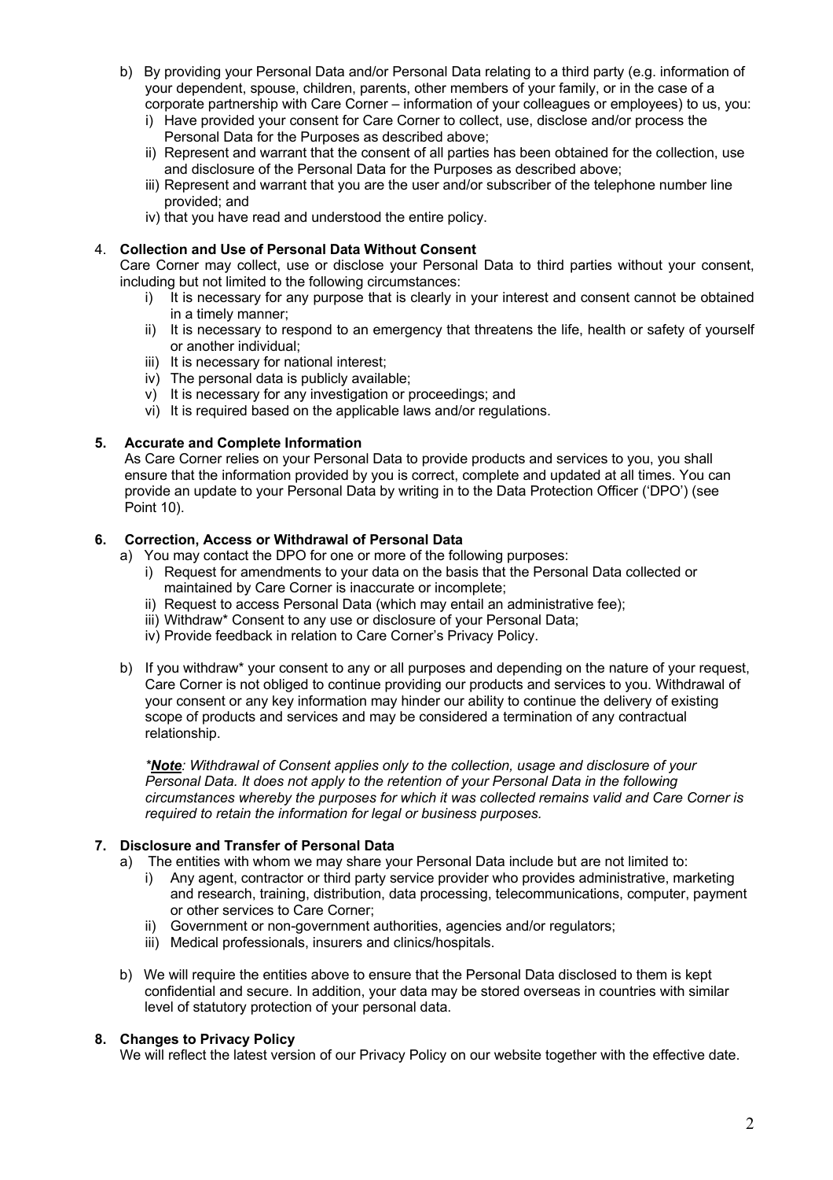b) By providing your Personal Data and/or Personal Data relating to a third party (e.g. information of your dependent, spouse, children, parents, other members of your family, or in the case of a corporate partnership with Care Corner – information of your colleagues or employees) to us, you:
   i) Have provided your consent for Care Corner to collect, use, disclose and/or process the Personal Data for the Purposes as described above;
   ii) Represent and warrant that the consent of all parties has been obtained for the collection, use and disclosure of the Personal Data for the Purposes as described above;
   iii) Represent and warrant that you are the user and/or subscriber of the telephone number line provided; and
   iv) that you have read and understood the entire policy.

4. **Collection and Use of Personal Data Without Consent**

Care Corner may collect, use or disclose your Personal Data to third parties without your consent, including but not limited to the following circumstances:

   i) It is necessary for any purpose that is clearly in your interest and consent cannot be obtained in a timely manner;
   ii) It is necessary to respond to an emergency that threatens the life, health or safety of yourself or another individual;
   iii) It is necessary for national interest;
   iv) The personal data is publicly available;
   v) It is necessary for any investigation or proceedings; and
   vi) It is required based on the applicable laws and/or regulations.

**5. Accurate and Complete Information**

As Care Corner relies on your Personal Data to provide products and services to you, you shall ensure that the information provided by you is correct, complete and updated at all times. You can provide an update to your Personal Data by writing in to the Data Protection Officer ('DPO') (see Point 10).

**6. Correction, Access or Withdrawal of Personal Data**

a) You may contact the DPO for one or more of the following purposes:
   i) Request for amendments to your data on the basis that the Personal Data collected or maintained by Care Corner is inaccurate or incomplete;
   ii) Request to access Personal Data (which may entail an administrative fee);
   iii) Withdraw* Consent to any use or disclosure of your Personal Data;
   iv) Provide feedback in relation to Care Corner's Privacy Policy.

b) If you withdraw* your consent to any or all purposes and depending on the nature of your request, Care Corner is not obliged to continue providing our products and services to you. Withdrawal of your consent or any key information may hinder our ability to continue the delivery of existing scope of products and services and may be considered a termination of any contractual relationship.

*\****Note***: Withdrawal of Consent applies only to the collection, usage and disclosure of your Personal Data. It does not apply to the retention of your Personal Data in the following circumstances whereby the purposes for which it was collected remains valid and Care Corner is required to retain the information for legal or business purposes.*

**7. Disclosure and Transfer of Personal Data**

a) The entities with whom we may share your Personal Data include but are not limited to:
   i) Any agent, contractor or third party service provider who provides administrative, marketing and research, training, distribution, data processing, telecommunications, computer, payment or other services to Care Corner;
   ii) Government or non-government authorities, agencies and/or regulators;
   iii) Medical professionals, insurers and clinics/hospitals.

b) We will require the entities above to ensure that the Personal Data disclosed to them is kept confidential and secure. In addition, your data may be stored overseas in countries with similar level of statutory protection of your personal data.

**8. Changes to Privacy Policy**

We will reflect the latest version of our Privacy Policy on our website together with the effective date.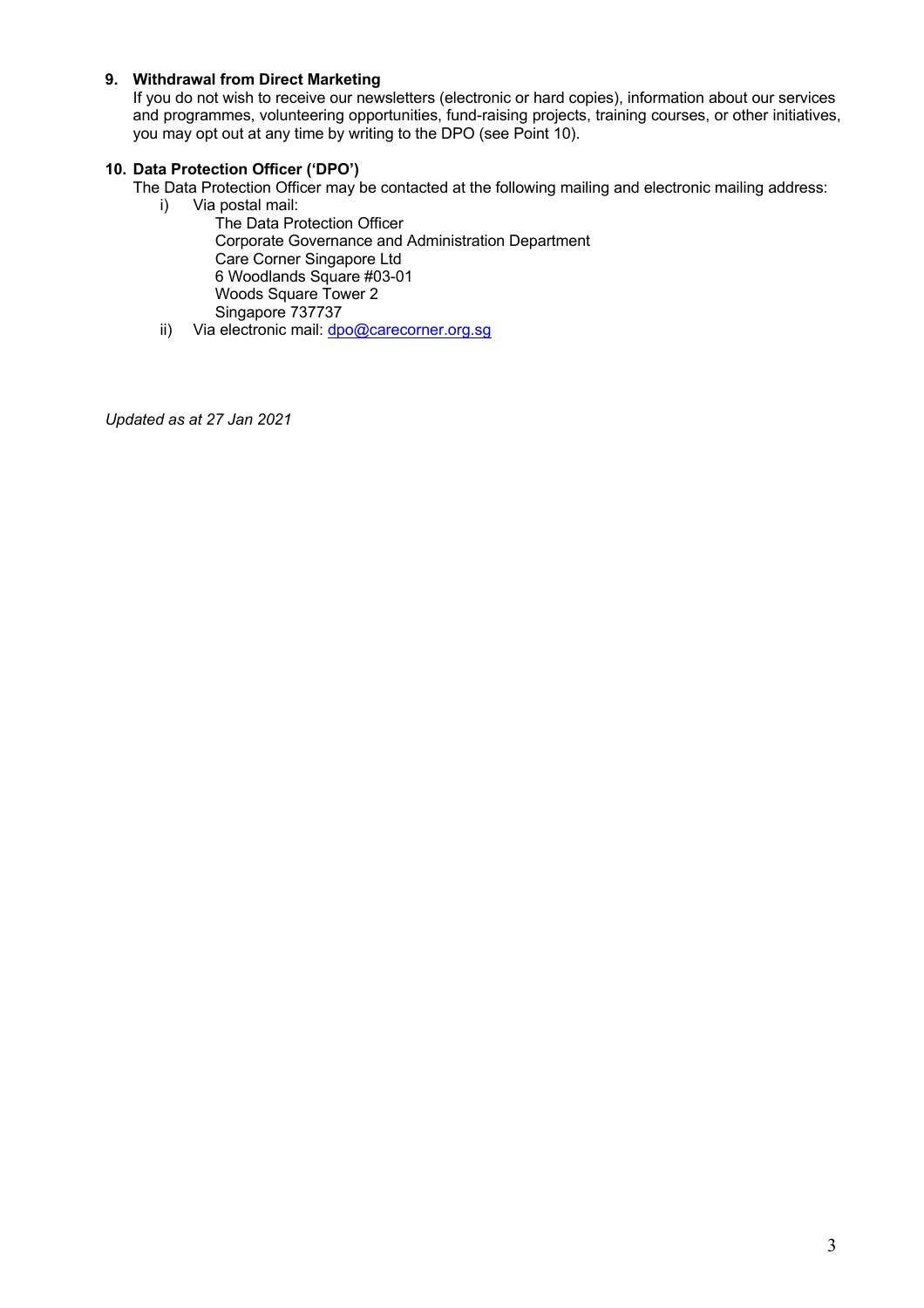**9. Withdrawal from Direct Marketing**

If you do not wish to receive our newsletters (electronic or hard copies), information about our services and programmes, volunteering opportunities, fund-raising projects, training courses, or other initiatives, you may opt out at any time by writing to the DPO (see Point 10).

**10. Data Protection Officer ('DPO')**

The Data Protection Officer may be contacted at the following mailing and electronic mailing address:

i) Via postal mail:

The Data Protection Officer
Corporate Governance and Administration Department
Care Corner Singapore Ltd
6 Woodlands Square #03-01
Woods Square Tower 2
Singapore 737737

ii) Via electronic mail: dpo@carecorner.org.sg

*Updated as at 27 Jan 2021*